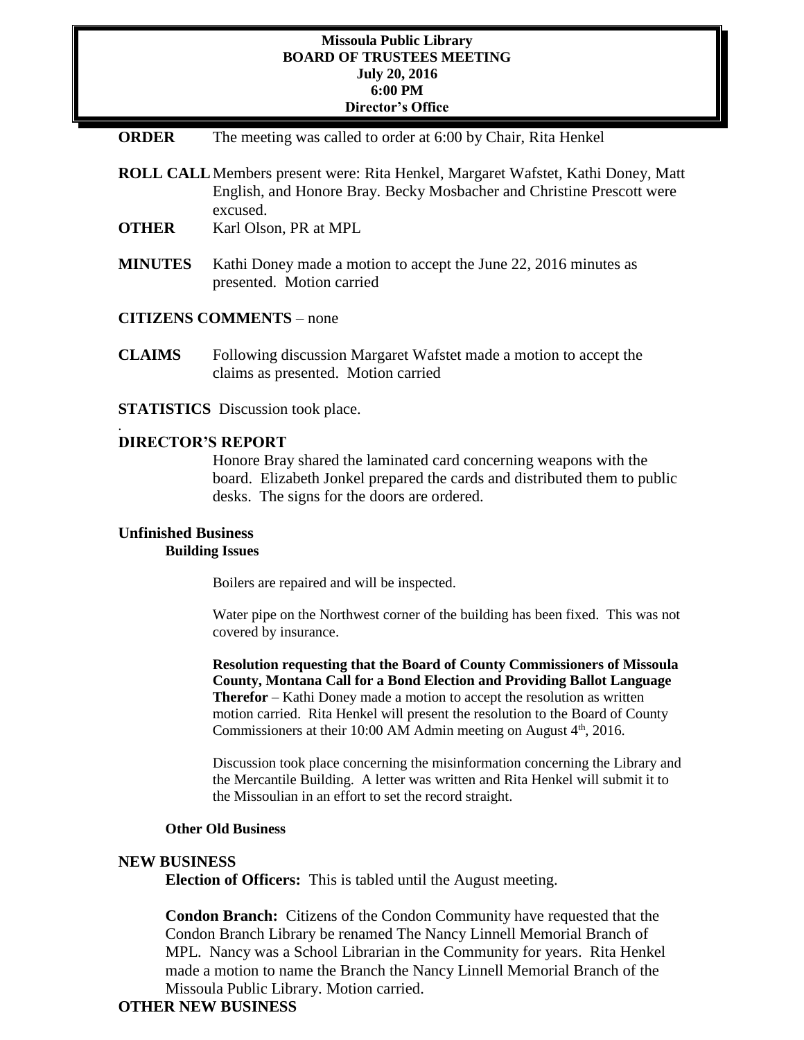**Missoula Public Library**
**BOARD OF TRUSTEES MEETING**
**July 20, 2016**
**6:00 PM**
**Director's Office**

**ORDER** The meeting was called to order at 6:00 by Chair, Rita Henkel

**ROLL CALL** Members present were: Rita Henkel, Margaret Wafstet, Kathi Doney, Matt English, and Honore Bray. Becky Mosbacher and Christine Prescott were excused.

**OTHER** Karl Olson, PR at MPL

**MINUTES** Kathi Doney made a motion to accept the June 22, 2016 minutes as presented. Motion carried

**CITIZENS COMMENTS** – none

**CLAIMS** Following discussion Margaret Wafstet made a motion to accept the claims as presented. Motion carried

**STATISTICS** Discussion took place.

.

**DIRECTOR'S REPORT**

Honore Bray shared the laminated card concerning weapons with the board. Elizabeth Jonkel prepared the cards and distributed them to public desks. The signs for the doors are ordered.

**Unfinished Business**

**Building Issues**

Boilers are repaired and will be inspected.

Water pipe on the Northwest corner of the building has been fixed. This was not covered by insurance.

**Resolution requesting that the Board of County Commissioners of Missoula County, Montana Call for a Bond Election and Providing Ballot Language Therefor** – Kathi Doney made a motion to accept the resolution as written motion carried. Rita Henkel will present the resolution to the Board of County Commissioners at their 10:00 AM Admin meeting on August 4th, 2016.

Discussion took place concerning the misinformation concerning the Library and the Mercantile Building. A letter was written and Rita Henkel will submit it to the Missoulian in an effort to set the record straight.

**Other Old Business**

**NEW BUSINESS**

**Election of Officers:** This is tabled until the August meeting.

**Condon Branch:** Citizens of the Condon Community have requested that the Condon Branch Library be renamed The Nancy Linnell Memorial Branch of MPL. Nancy was a School Librarian in the Community for years. Rita Henkel made a motion to name the Branch the Nancy Linnell Memorial Branch of the Missoula Public Library. Motion carried.

**OTHER NEW BUSINESS**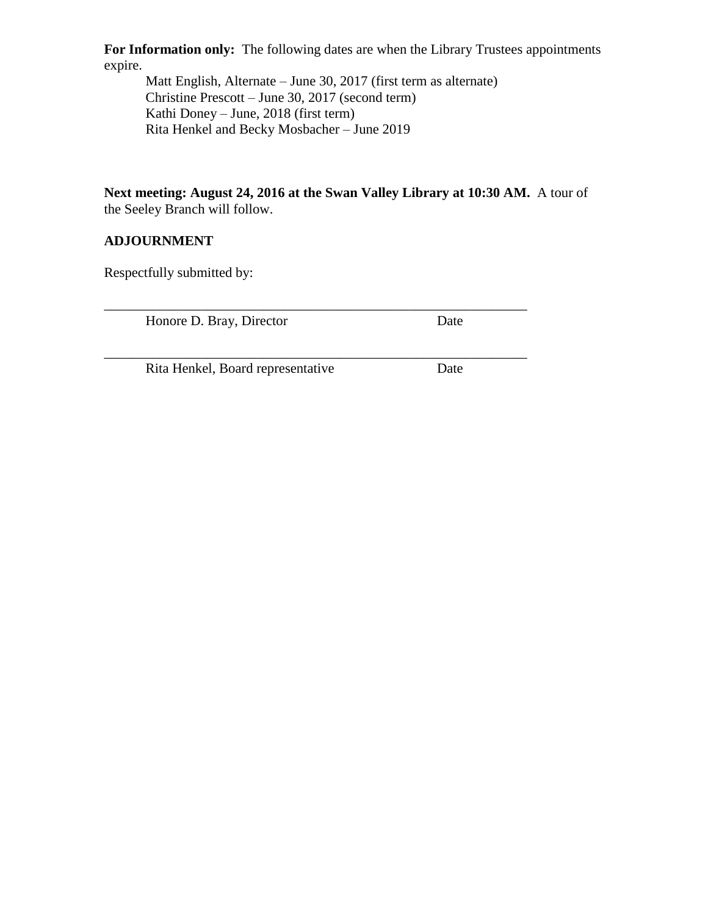**For Information only:** The following dates are when the Library Trustees appointments expire.

Matt English, Alternate – June 30, 2017 (first term as alternate)
Christine Prescott – June 30, 2017 (second term)
Kathi Doney – June, 2018 (first term)
Rita Henkel and Becky Mosbacher – June 2019

**Next meeting: August 24, 2016 at the Swan Valley Library at 10:30 AM.** A tour of the Seeley Branch will follow.

**ADJOURNMENT**

Respectfully submitted by:

\_\_\_\_\_\_\_\_\_\_\_\_\_\_\_\_\_\_\_\_\_\_\_\_\_\_\_\_\_\_\_\_\_\_\_\_\_\_\_\_\_\_\_\_\_\_\_\_\_\_\_\_\_\_\_\_\_\_\_\_\_\_
Honore D. Bray, Director Date

\_\_\_\_\_\_\_\_\_\_\_\_\_\_\_\_\_\_\_\_\_\_\_\_\_\_\_\_\_\_\_\_\_\_\_\_\_\_\_\_\_\_\_\_\_\_\_\_\_\_\_\_\_\_\_\_\_\_\_\_\_\_
Rita Henkel, Board representative Date